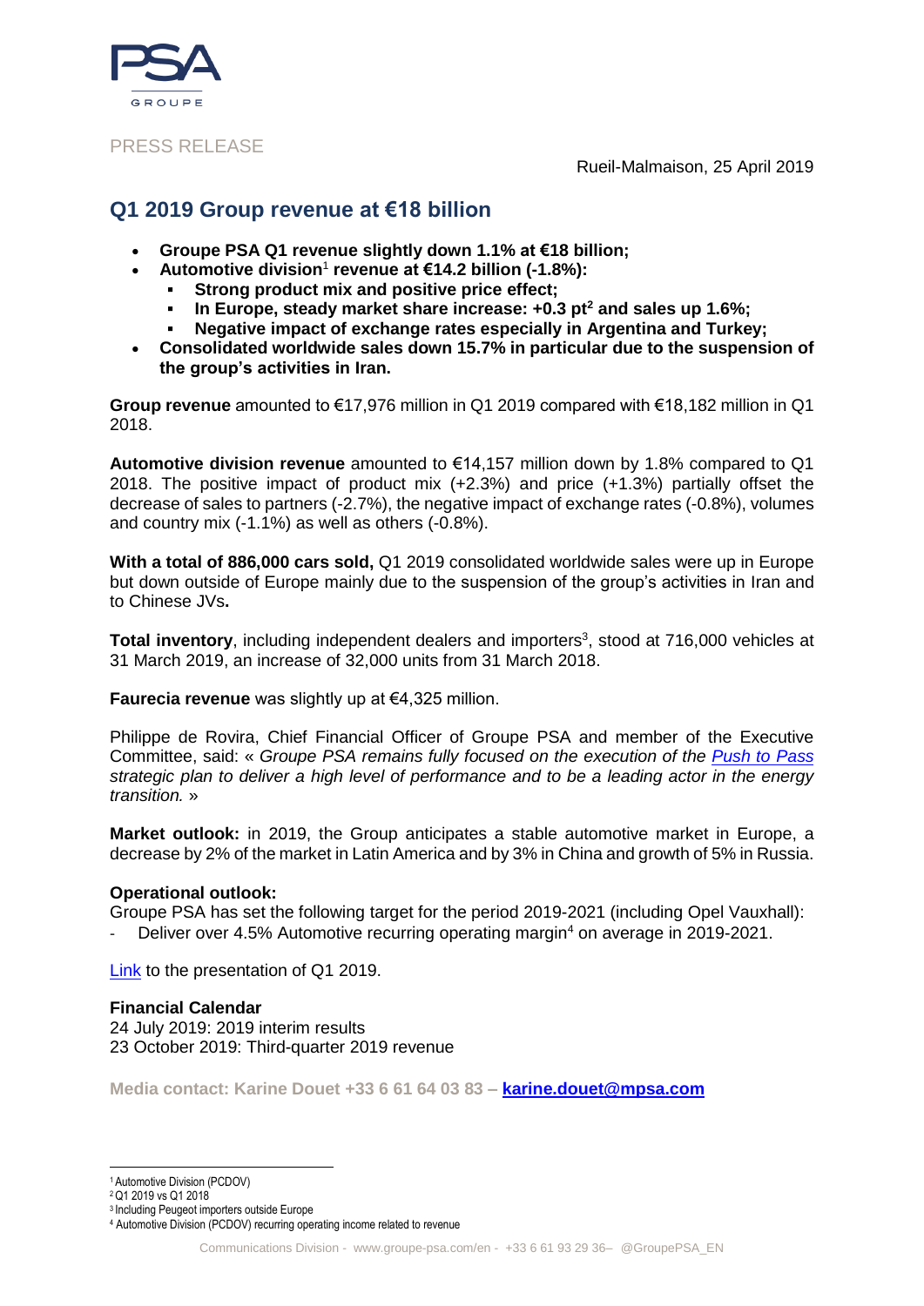PRESS RELEASE

Rueil-Malmaison, 25 April 2019

# Q1 2019 Group revenue at €18 billion

- **Groupe PSA Q1 revenue slightly down 1.1% at €18 billion;**
- **Automotive division**[1] **revenue at €14.2 billion (-1.8%):**
  - **Strong product mix and positive price effect;**
  - **In Europe, steady market share increase: +0.3 pt**[2] **and sales up 1.6%;**
  - **Negative impact of exchange rates especially in Argentina and Turkey;**
- **Consolidated worldwide sales down 15.7% in particular due to the suspension of the group's activities in Iran.**

**Group revenue** amounted to €17,976 million in Q1 2019 compared with €18,182 million in Q1 2018.

**Automotive division revenue** amounted to €14,157 million down by 1.8% compared to Q1 2018. The positive impact of product mix (+2.3%) and price (+1.3%) partially offset the decrease of sales to partners (-2.7%), the negative impact of exchange rates (-0.8%), volumes and country mix (-1.1%) as well as others (-0.8%).

**With a total of 886,000 cars sold,** Q1 2019 consolidated worldwide sales were up in Europe but down outside of Europe mainly due to the suspension of the group's activities in Iran and to Chinese JVs**.**

**Total inventory**, including independent dealers and importers[3], stood at 716,000 vehicles at 31 March 2019, an increase of 32,000 units from 31 March 2018.

**Faurecia revenue** was slightly up at €4,325 million.

Philippe de Rovira, Chief Financial Officer of Groupe PSA and member of the Executive Committee, said: « *Groupe PSA remains fully focused on the execution of the Push to Pass strategic plan to deliver a high level of performance and to be a leading actor in the energy transition.* »

**Market outlook:** in 2019, the Group anticipates a stable automotive market in Europe, a decrease by 2% of the market in Latin America and by 3% in China and growth of 5% in Russia.

**Operational outlook:**

Groupe PSA has set the following target for the period 2019-2021 (including Opel Vauxhall):

- Deliver over 4.5% Automotive recurring operating margin[4] on average in 2019-2021.

Link to the presentation of Q1 2019.

**Financial Calendar**

24 July 2019: 2019 interim results

23 October 2019: Third-quarter 2019 revenue

**Media contact: Karine Douet +33 6 61 64 03 83 – karine.douet@mpsa.com**

---

[1] Automotive Division (PCDOV)

[2] Q1 2019 vs Q1 2018

[3] Including Peugeot importers outside Europe

[4] Automotive Division (PCDOV) recurring operating income related to revenue

Communications Division - www.groupe-psa.com/en - +33 6 61 93 29 36– @GroupePSA_EN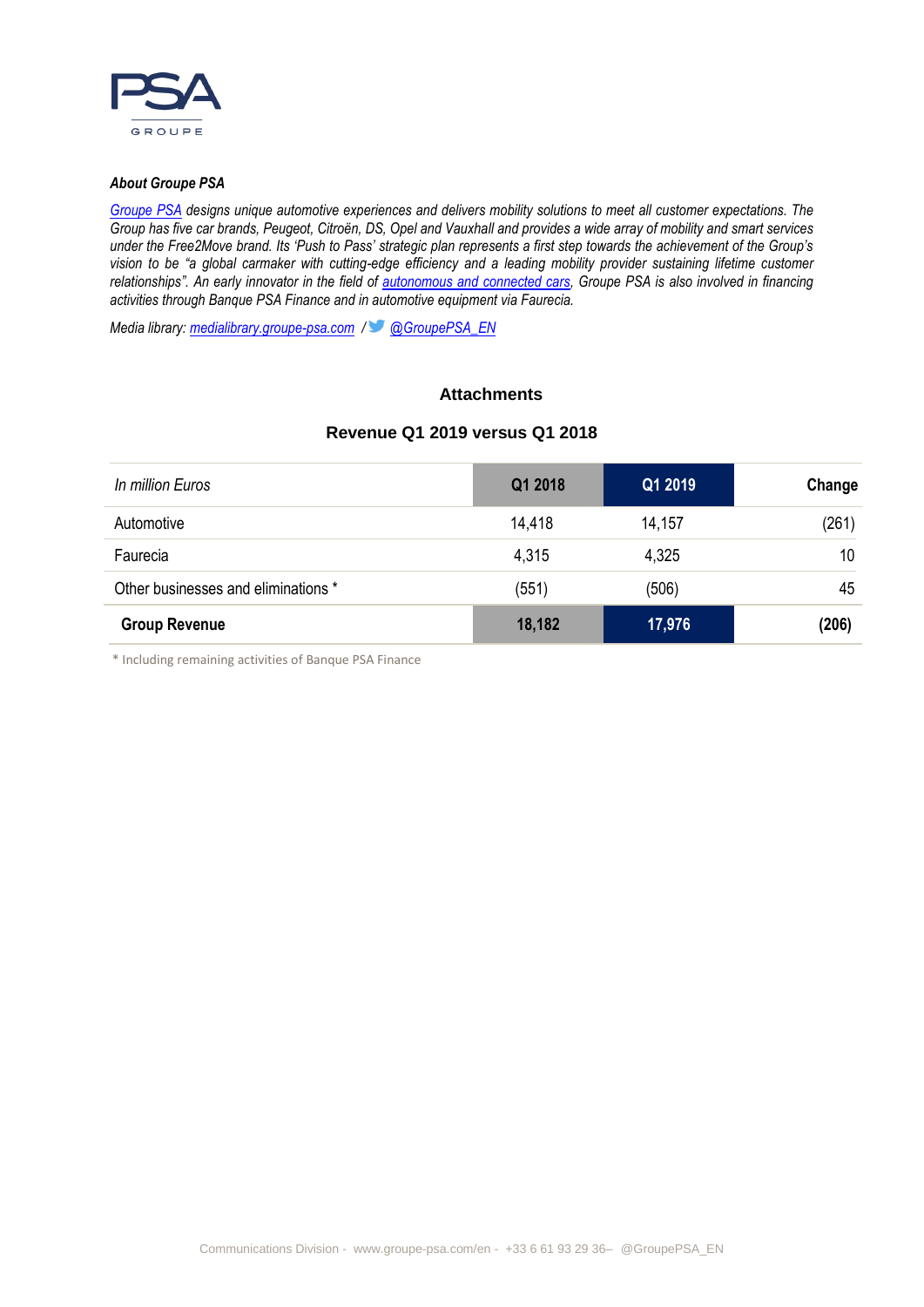***About Groupe PSA***

*Groupe PSA designs unique automotive experiences and delivers mobility solutions to meet all customer expectations. The Group has five car brands, Peugeot, Citroën, DS, Opel and Vauxhall and provides a wide array of mobility and smart services under the Free2Move brand. Its 'Push to Pass' strategic plan represents a first step towards the achievement of the Group's vision to be "a global carmaker with cutting-edge efficiency and a leading mobility provider sustaining lifetime customer relationships". An early innovator in the field of autonomous and connected cars, Groupe PSA is also involved in financing activities through Banque PSA Finance and in automotive equipment via Faurecia.*

*Media library: medialibrary.groupe-psa.com / @GroupePSA_EN*

## Attachments

### Revenue Q1 2019 versus Q1 2018

| *In million Euros* | Q1 2018 | Q1 2019 | Change |
|---|---|---|---|
| Automotive | 14,418 | 14,157 | (261) |
| Faurecia | 4,315 | 4,325 | 10 |
| Other businesses and eliminations * | (551) | (506) | 45 |
| **Group Revenue** | **18,182** | **17,976** | **(206)** |

\* Including remaining activities of Banque PSA Finance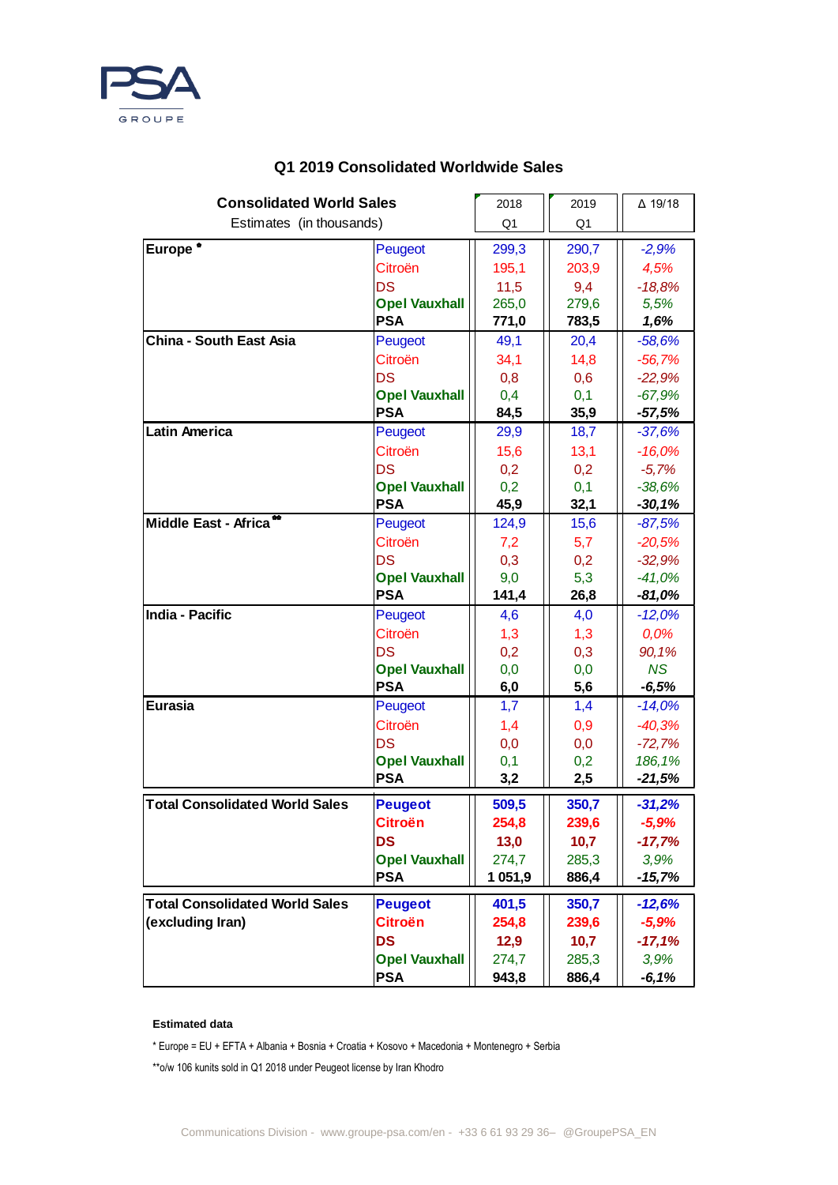## Q1 2019 Consolidated Worldwide Sales

| Consolidated World Sales<br>Estimates (in thousands) | | 2018<br>Q1 | 2019<br>Q1 | Δ 19/18 |
|---|---|---|---|---|
| **Europe** * | Peugeot | 299,3 | 290,7 | *-2,9%* |
| | Citroën | 195,1 | 203,9 | *4,5%* |
| | DS | 11,5 | 9,4 | *-18,8%* |
| | **Opel Vauxhall** | 265,0 | 279,6 | *5,5%* |
| | **PSA** | **771,0** | **783,5** | ***1,6%*** |
| **China - South East Asia** | Peugeot | 49,1 | 20,4 | *-58,6%* |
| | Citroën | 34,1 | 14,8 | *-56,7%* |
| | DS | 0,8 | 0,6 | *-22,9%* |
| | **Opel Vauxhall** | 0,4 | 0,1 | *-67,9%* |
| | **PSA** | **84,5** | **35,9** | ***-57,5%*** |
| **Latin America** | Peugeot | 29,9 | 18,7 | *-37,6%* |
| | Citroën | 15,6 | 13,1 | *-16,0%* |
| | DS | 0,2 | 0,2 | *-5,7%* |
| | **Opel Vauxhall** | 0,2 | 0,1 | *-38,6%* |
| | **PSA** | **45,9** | **32,1** | ***-30,1%*** |
| **Middle East - Africa** ** | Peugeot | 124,9 | 15,6 | *-87,5%* |
| | Citroën | 7,2 | 5,7 | *-20,5%* |
| | DS | 0,3 | 0,2 | *-32,9%* |
| | **Opel Vauxhall** | 9,0 | 5,3 | *-41,0%* |
| | **PSA** | **141,4** | **26,8** | ***-81,0%*** |
| **India - Pacific** | Peugeot | 4,6 | 4,0 | *-12,0%* |
| | Citroën | 1,3 | 1,3 | *0,0%* |
| | DS | 0,2 | 0,3 | *90,1%* |
| | **Opel Vauxhall** | 0,0 | 0,0 | *NS* |
| | **PSA** | **6,0** | **5,6** | ***-6,5%*** |
| **Eurasia** | Peugeot | 1,7 | 1,4 | *-14,0%* |
| | Citroën | 1,4 | 0,9 | *-40,3%* |
| | DS | 0,0 | 0,0 | *-72,7%* |
| | **Opel Vauxhall** | 0,1 | 0,2 | *186,1%* |
| | **PSA** | **3,2** | **2,5** | ***-21,5%*** |
| **Total Consolidated World Sales** | **Peugeot** | **509,5** | **350,7** | ***-31,2%*** |
| | **Citroën** | **254,8** | **239,6** | ***-5,9%*** |
| | **DS** | **13,0** | **10,7** | ***-17,7%*** |
| | **Opel Vauxhall** | 274,7 | 285,3 | *3,9%* |
| | **PSA** | **1 051,9** | **886,4** | ***-15,7%*** |
| **Total Consolidated World Sales (excluding Iran)** | **Peugeot** | **401,5** | **350,7** | ***-12,6%*** |
| | **Citroën** | **254,8** | **239,6** | ***-5,9%*** |
| | **DS** | **12,9** | **10,7** | ***-17,1%*** |
| | **Opel Vauxhall** | 274,7 | 285,3 | *3,9%* |
| | **PSA** | **943,8** | **886,4** | ***-6,1%*** |

**Estimated data**

\* Europe = EU + EFTA + Albania + Bosnia + Croatia + Kosovo + Macedonia + Montenegro + Serbia

**o/w 106 kunits sold in Q1 2018 under Peugeot license by Iran Khodro

Communications Division - www.groupe-psa.com/en - +33 6 61 93 29 36– @GroupePSA_EN